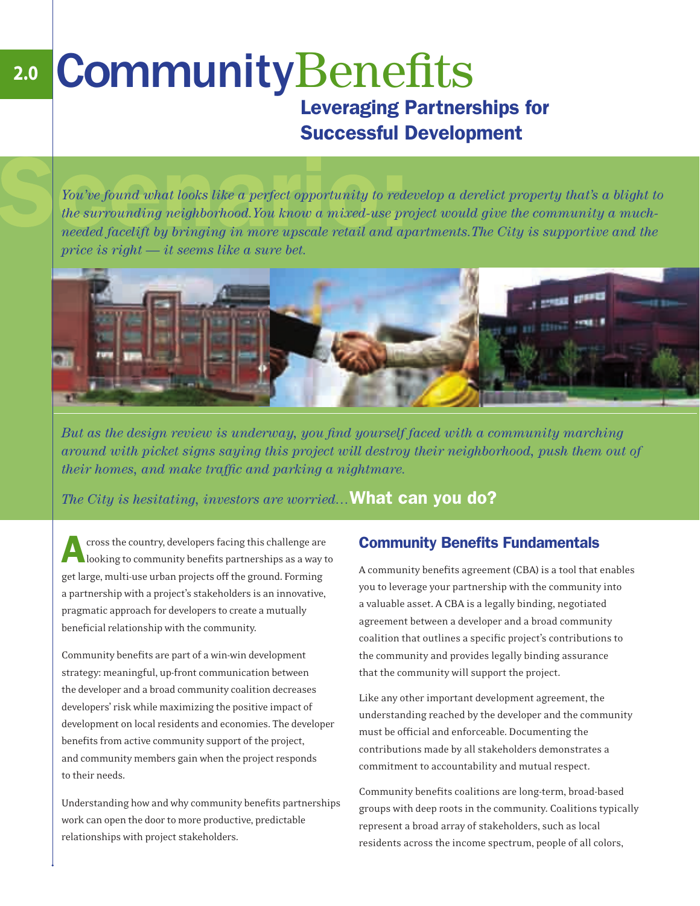# 2.0 Community Benefits

## Leveraging Partnerships for Successful Development

Scenario:

*You've found what looks like a perfect opportunity to redevelop a derelict property that's a blight to the surrounding neighborhood. You know a mixed-use project would give the community a much-needed facelift by bringing in more upscale retail and apartments. The City is supportive and the price is right — it seems like a sure bet.*

*But as the design review is underway, you find yourself faced with a community marching around with picket signs saying this project will destroy their neighborhood, push them out of their homes, and make traffic and parking a nightmare.*

*The City is hesitating, investors are worried…* **What can you do?**

Across the country, developers facing this challenge are looking to community benefits partnerships as a way to get large, multi-use urban projects off the ground. Forming a partnership with a project's stakeholders is an innovative, pragmatic approach for developers to create a mutually beneficial relationship with the community.

Community benefits are part of a win-win development strategy: meaningful, up-front communication between the developer and a broad community coalition decreases developers' risk while maximizing the positive impact of development on local residents and economies. The developer benefits from active community support of the project, and community members gain when the project responds to their needs.

Understanding how and why community benefits partnerships work can open the door to more productive, predictable relationships with project stakeholders.

### Community Benefits Fundamentals

A community benefits agreement (CBA) is a tool that enables you to leverage your partnership with the community into a valuable asset. A CBA is a legally binding, negotiated agreement between a developer and a broad community coalition that outlines a specific project's contributions to the community and provides legally binding assurance that the community will support the project.

Like any other important development agreement, the understanding reached by the developer and the community must be official and enforceable. Documenting the contributions made by all stakeholders demonstrates a commitment to accountability and mutual respect.

Community benefits coalitions are long-term, broad-based groups with deep roots in the community. Coalitions typically represent a broad array of stakeholders, such as local residents across the income spectrum, people of all colors,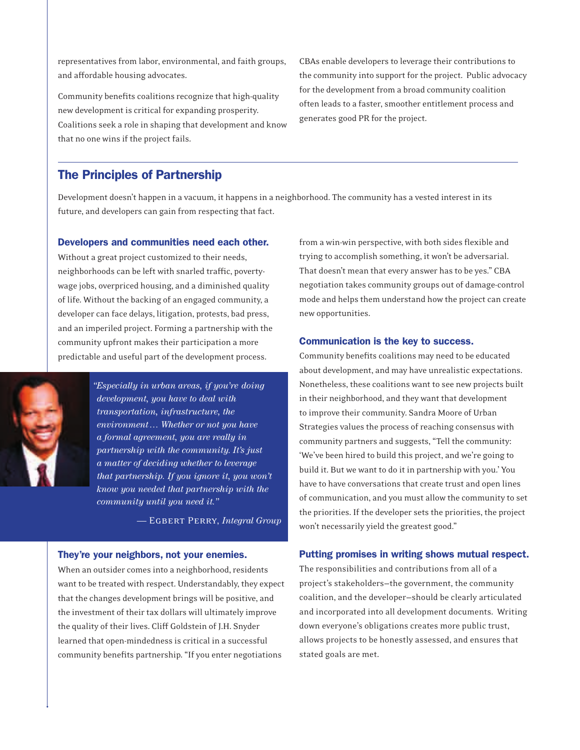representatives from labor, environmental, and faith groups, and affordable housing advocates.

Community benefits coalitions recognize that high-quality new development is critical for expanding prosperity. Coalitions seek a role in shaping that development and know that no one wins if the project fails.

CBAs enable developers to leverage their contributions to the community into support for the project. Public advocacy for the development from a broad community coalition often leads to a faster, smoother entitlement process and generates good PR for the project.

## The Principles of Partnership

Development doesn't happen in a vacuum, it happens in a neighborhood. The community has a vested interest in its future, and developers can gain from respecting that fact.

### Developers and communities need each other.

Without a great project customized to their needs, neighborhoods can be left with snarled traffic, poverty-wage jobs, overpriced housing, and a diminished quality of life. Without the backing of an engaged community, a developer can face delays, litigation, protests, bad press, and an imperiled project. Forming a partnership with the community upfront makes their participation a more predictable and useful part of the development process.

*"Especially in urban areas, if you're doing development, you have to deal with transportation, infrastructure, the environment… Whether or not you have a formal agreement, you are really in partnership with the community. It's just a matter of deciding whether to leverage that partnership. If you ignore it, you won't know you needed that partnership with the community until you need it."*

— Egbert Perry, *Integral Group*

### They're your neighbors, not your enemies.

When an outsider comes into a neighborhood, residents want to be treated with respect. Understandably, they expect that the changes development brings will be positive, and the investment of their tax dollars will ultimately improve the quality of their lives. Cliff Goldstein of J.H. Snyder learned that open-mindedness is critical in a successful community benefits partnership. "If you enter negotiations from a win-win perspective, with both sides flexible and trying to accomplish something, it won't be adversarial. That doesn't mean that every answer has to be yes." CBA negotiation takes community groups out of damage-control mode and helps them understand how the project can create new opportunities.

### Communication is the key to success.

Community benefits coalitions may need to be educated about development, and may have unrealistic expectations. Nonetheless, these coalitions want to see new projects built in their neighborhood, and they want that development to improve their community. Sandra Moore of Urban Strategies values the process of reaching consensus with community partners and suggests, "Tell the community: 'We've been hired to build this project, and we're going to build it. But we want to do it in partnership with you.' You have to have conversations that create trust and open lines of communication, and you must allow the community to set the priorities. If the developer sets the priorities, the project won't necessarily yield the greatest good."

### Putting promises in writing shows mutual respect.

The responsibilities and contributions from all of a project's stakeholders—the government, the community coalition, and the developer—should be clearly articulated and incorporated into all development documents. Writing down everyone's obligations creates more public trust, allows projects to be honestly assessed, and ensures that stated goals are met.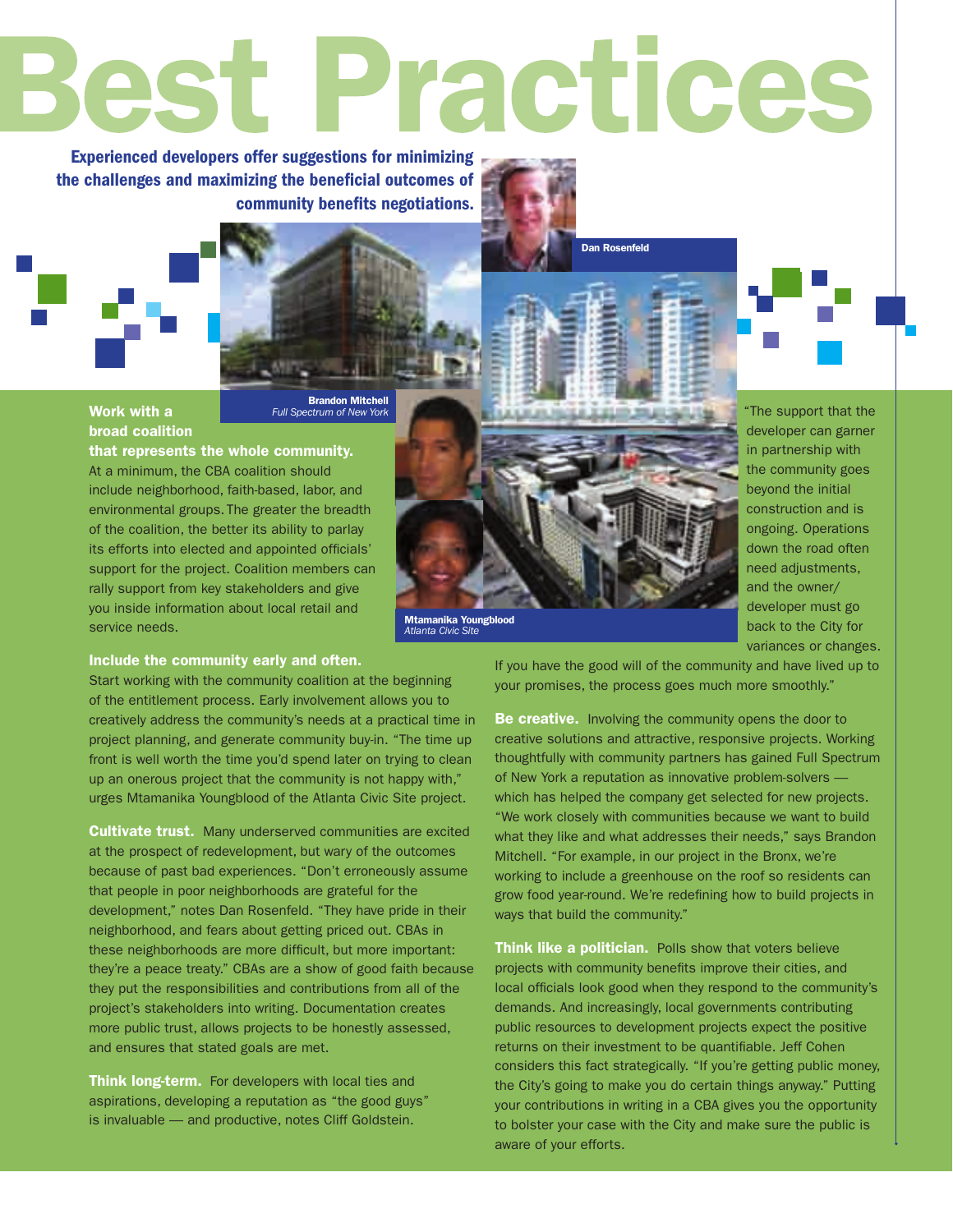# Best Practices

**Experienced developers offer suggestions for minimizing the challenges and maximizing the beneficial outcomes of community benefits negotiations.**

Dan Rosenfeld

Brandon Mitchell
*Full Spectrum of New York*

Mtamanika Youngblood
*Atlanta Civic Site*

**Work with a broad coalition that represents the whole community.** At a minimum, the CBA coalition should include neighborhood, faith-based, labor, and environmental groups. The greater the breadth of the coalition, the better its ability to parlay its efforts into elected and appointed officials' support for the project. Coalition members can rally support from key stakeholders and give you inside information about local retail and service needs.

**Include the community early and often.** Start working with the community coalition at the beginning of the entitlement process. Early involvement allows you to creatively address the community's needs at a practical time in project planning, and generate community buy-in. "The time up front is well worth the time you'd spend later on trying to clean up an onerous project that the community is not happy with," urges Mtamanika Youngblood of the Atlanta Civic Site project.

**Cultivate trust.** Many underserved communities are excited at the prospect of redevelopment, but wary of the outcomes because of past bad experiences. "Don't erroneously assume that people in poor neighborhoods are grateful for the development," notes Dan Rosenfeld. "They have pride in their neighborhood, and fears about getting priced out. CBAs in these neighborhoods are more difficult, but more important: they're a peace treaty." CBAs are a show of good faith because they put the responsibilities and contributions from all of the project's stakeholders into writing. Documentation creates more public trust, allows projects to be honestly assessed, and ensures that stated goals are met.

**Think long-term.** For developers with local ties and aspirations, developing a reputation as "the good guys" is invaluable — and productive, notes Cliff Goldstein. "The support that the developer can garner in partnership with the community goes beyond the initial construction and is ongoing. Operations down the road often need adjustments, and the owner/developer must go back to the City for variances or changes. If you have the good will of the community and have lived up to your promises, the process goes much more smoothly."

**Be creative.** Involving the community opens the door to creative solutions and attractive, responsive projects. Working thoughtfully with community partners has gained Full Spectrum of New York a reputation as innovative problem-solvers — which has helped the company get selected for new projects. "We work closely with communities because we want to build what they like and what addresses their needs," says Brandon Mitchell. "For example, in our project in the Bronx, we're working to include a greenhouse on the roof so residents can grow food year-round. We're redefining how to build projects in ways that build the community."

**Think like a politician.** Polls show that voters believe projects with community benefits improve their cities, and local officials look good when they respond to the community's demands. And increasingly, local governments contributing public resources to development projects expect the positive returns on their investment to be quantifiable. Jeff Cohen considers this fact strategically. "If you're getting public money, the City's going to make you do certain things anyway." Putting your contributions in writing in a CBA gives you the opportunity to bolster your case with the City and make sure the public is aware of your efforts.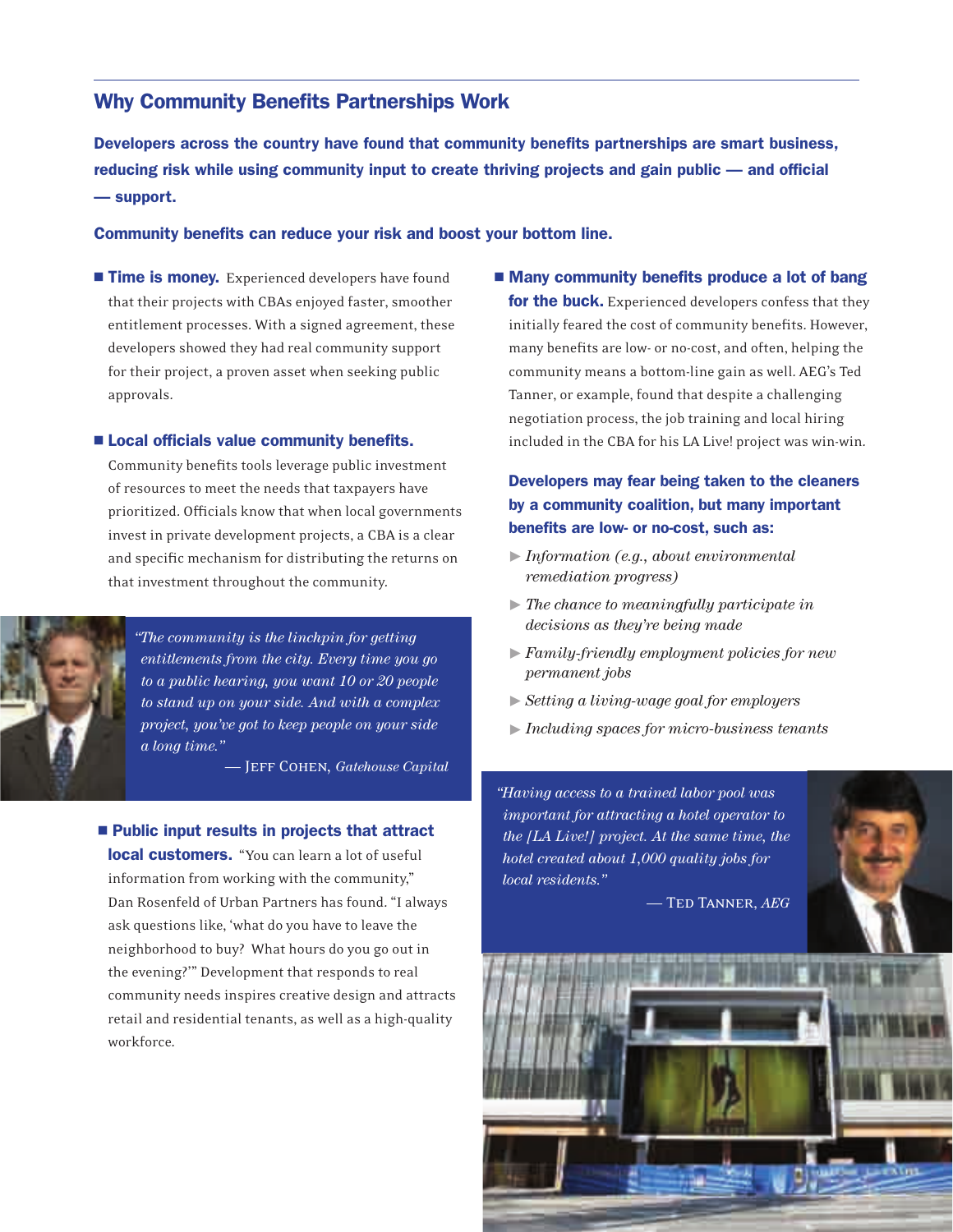## Why Community Benefits Partnerships Work

**Developers across the country have found that community benefits partnerships are smart business, reducing risk while using community input to create thriving projects and gain public — and official — support.**

**Community benefits can reduce your risk and boost your bottom line.**

- **Time is money.** Experienced developers have found that their projects with CBAs enjoyed faster, smoother entitlement processes. With a signed agreement, these developers showed they had real community support for their project, a proven asset when seeking public approvals.

- **Local officials value community benefits.** Community benefits tools leverage public investment of resources to meet the needs that taxpayers have prioritized. Officials know that when local governments invest in private development projects, a CBA is a clear and specific mechanism for distributing the returns on that investment throughout the community.

> *"The community is the linchpin for getting entitlements from the city. Every time you go to a public hearing, you want 10 or 20 people to stand up on your side. And with a complex project, you've got to keep people on your side a long time."*
>
> — Jeff Cohen, *Gatehouse Capital*

- **Public input results in projects that attract local customers.** "You can learn a lot of useful information from working with the community," Dan Rosenfeld of Urban Partners has found. "I always ask questions like, 'what do you have to leave the neighborhood to buy? What hours do you go out in the evening?'" Development that responds to real community needs inspires creative design and attracts retail and residential tenants, as well as a high-quality workforce.

- **Many community benefits produce a lot of bang for the buck.** Experienced developers confess that they initially feared the cost of community benefits. However, many benefits are low- or no-cost, and often, helping the community means a bottom-line gain as well. AEG's Ted Tanner, or example, found that despite a challenging negotiation process, the job training and local hiring included in the CBA for his LA Live! project was win-win.

**Developers may fear being taken to the cleaners by a community coalition, but many important benefits are low- or no-cost, such as:**

- *Information (e.g., about environmental remediation progress)*
- *The chance to meaningfully participate in decisions as they're being made*
- *Family-friendly employment policies for new permanent jobs*
- *Setting a living-wage goal for employers*
- *Including spaces for micro-business tenants*

> *"Having access to a trained labor pool was important for attracting a hotel operator to the [LA Live!] project. At the same time, the hotel created about 1,000 quality jobs for local residents."*
>
> — Ted Tanner, *AEG*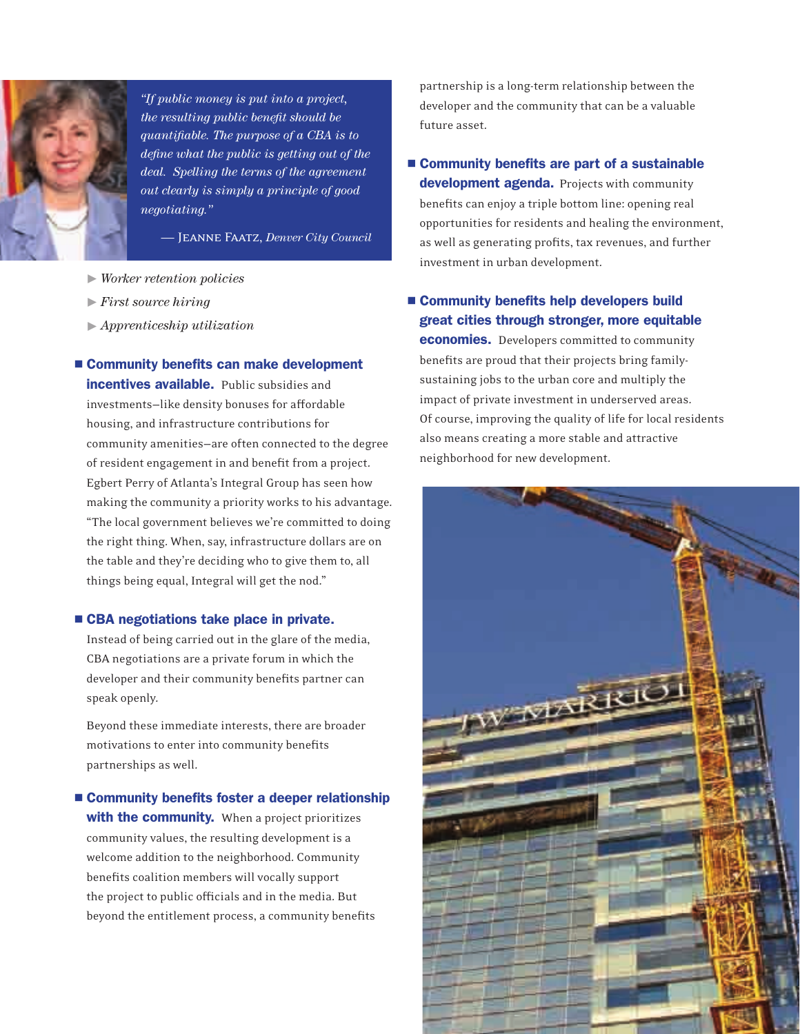> *"If public money is put into a project, the resulting public benefit should be quantifiable. The purpose of a CBA is to define what the public is getting out of the deal. Spelling the terms of the agreement out clearly is simply a principle of good negotiating."*
>
> — Jeanne Faatz, *Denver City Council*

- *Worker retention policies*
- *First source hiring*
- *Apprenticeship utilization*

**Community benefits can make development incentives available.** Public subsidies and investments—like density bonuses for affordable housing, and infrastructure contributions for community amenities—are often connected to the degree of resident engagement in and benefit from a project. Egbert Perry of Atlanta's Integral Group has seen how making the community a priority works to his advantage. "The local government believes we're committed to doing the right thing. When, say, infrastructure dollars are on the table and they're deciding who to give them to, all things being equal, Integral will get the nod."

**CBA negotiations take place in private.** Instead of being carried out in the glare of the media, CBA negotiations are a private forum in which the developer and their community benefits partner can speak openly.

Beyond these immediate interests, there are broader motivations to enter into community benefits partnerships as well.

**Community benefits foster a deeper relationship with the community.** When a project prioritizes community values, the resulting development is a welcome addition to the neighborhood. Community benefits coalition members will vocally support the project to public officials and in the media. But beyond the entitlement process, a community benefits partnership is a long-term relationship between the developer and the community that can be a valuable future asset.

**Community benefits are part of a sustainable development agenda.** Projects with community benefits can enjoy a triple bottom line: opening real opportunities for residents and healing the environment, as well as generating profits, tax revenues, and further investment in urban development.

**Community benefits help developers build great cities through stronger, more equitable economies.** Developers committed to community benefits are proud that their projects bring family-sustaining jobs to the urban core and multiply the impact of private investment in underserved areas. Of course, improving the quality of life for local residents also means creating a more stable and attractive neighborhood for new development.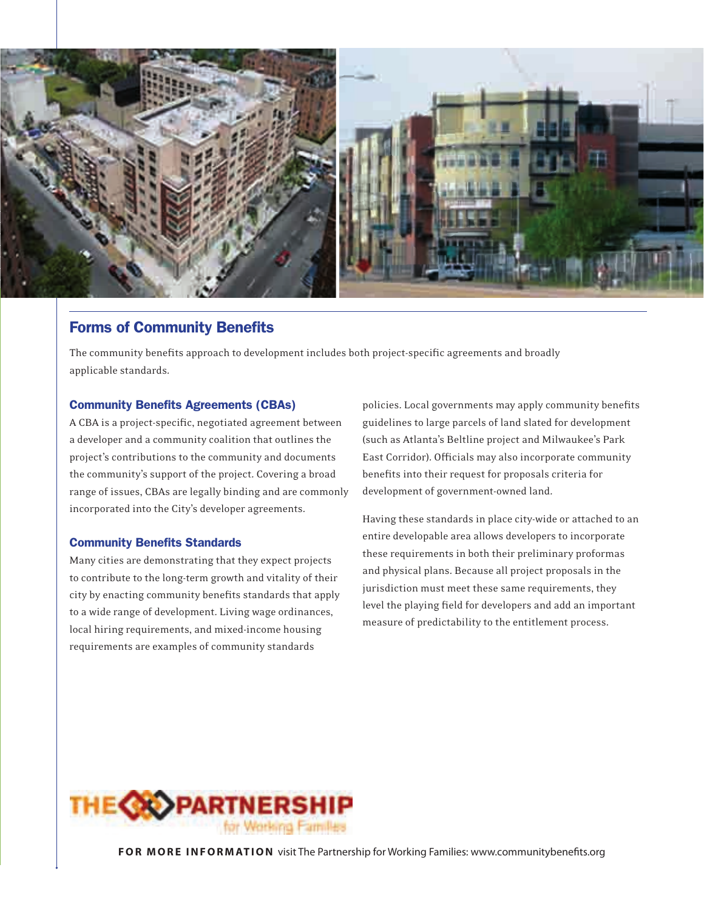## Forms of Community Benefits

The community benefits approach to development includes both project-specific agreements and broadly applicable standards.

### Community Benefits Agreements (CBAs)

A CBA is a project-specific, negotiated agreement between a developer and a community coalition that outlines the project's contributions to the community and documents the community's support of the project. Covering a broad range of issues, CBAs are legally binding and are commonly incorporated into the City's developer agreements.

### Community Benefits Standards

Many cities are demonstrating that they expect projects to contribute to the long-term growth and vitality of their city by enacting community benefits standards that apply to a wide range of development. Living wage ordinances, local hiring requirements, and mixed-income housing requirements are examples of community standards policies. Local governments may apply community benefits guidelines to large parcels of land slated for development (such as Atlanta's Beltline project and Milwaukee's Park East Corridor). Officials may also incorporate community benefits into their request for proposals criteria for development of government-owned land.

Having these standards in place city-wide or attached to an entire developable area allows developers to incorporate these requirements in both their preliminary proformas and physical plans. Because all project proposals in the jurisdiction must meet these same requirements, they level the playing field for developers and add an important measure of predictability to the entitlement process.

THE PARTNERSHIP for Working Families

**FOR MORE INFORMATION** visit The Partnership for Working Families: www.communitybenefits.org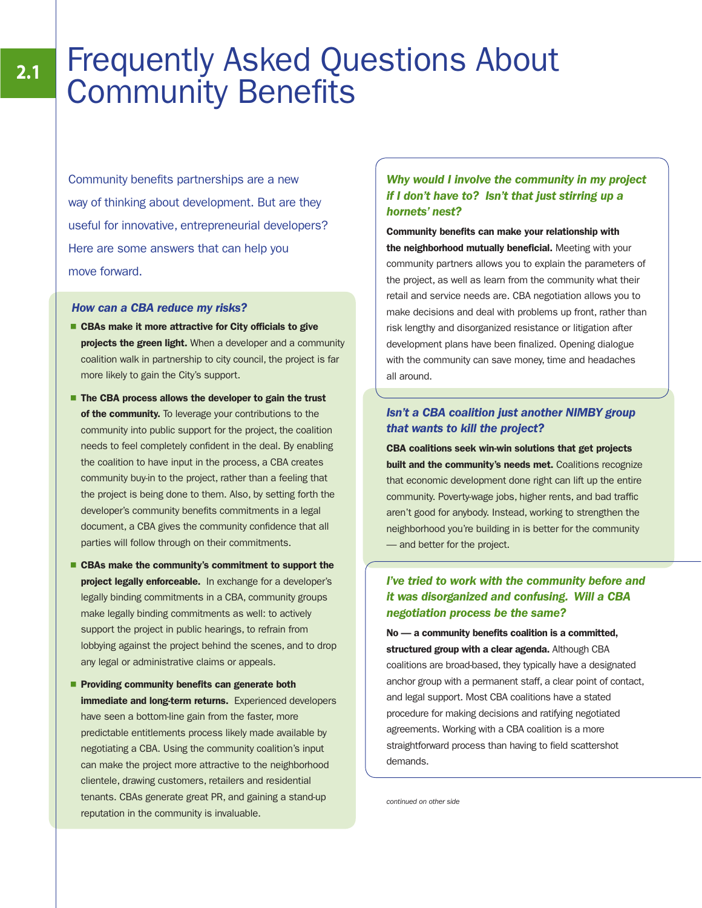# Frequently Asked Questions About Community Benefits

Community benefits partnerships are a new way of thinking about development. But are they useful for innovative, entrepreneurial developers? Here are some answers that can help you move forward.

### *How can a CBA reduce my risks?*

- **CBAs make it more attractive for City officials to give projects the green light.** When a developer and a community coalition walk in partnership to city council, the project is far more likely to gain the City's support.
- **The CBA process allows the developer to gain the trust of the community.** To leverage your contributions to the community into public support for the project, the coalition needs to feel completely confident in the deal. By enabling the coalition to have input in the process, a CBA creates community buy-in to the project, rather than a feeling that the project is being done to them. Also, by setting forth the developer's community benefits commitments in a legal document, a CBA gives the community confidence that all parties will follow through on their commitments.
- **CBAs make the community's commitment to support the project legally enforceable.** In exchange for a developer's legally binding commitments in a CBA, community groups make legally binding commitments as well: to actively support the project in public hearings, to refrain from lobbying against the project behind the scenes, and to drop any legal or administrative claims or appeals.
- **Providing community benefits can generate both immediate and long-term returns.** Experienced developers have seen a bottom-line gain from the faster, more predictable entitlements process likely made available by negotiating a CBA. Using the community coalition's input can make the project more attractive to the neighborhood clientele, drawing customers, retailers and residential tenants. CBAs generate great PR, and gaining a stand-up reputation in the community is invaluable.

### *Why would I involve the community in my project if I don't have to? Isn't that just stirring up a hornets' nest?*

**Community benefits can make your relationship with the neighborhood mutually beneficial.** Meeting with your community partners allows you to explain the parameters of the project, as well as learn from the community what their retail and service needs are. CBA negotiation allows you to make decisions and deal with problems up front, rather than risk lengthy and disorganized resistance or litigation after development plans have been finalized. Opening dialogue with the community can save money, time and headaches all around.

### *Isn't a CBA coalition just another NIMBY group that wants to kill the project?*

**CBA coalitions seek win-win solutions that get projects built and the community's needs met.** Coalitions recognize that economic development done right can lift up the entire community. Poverty-wage jobs, higher rents, and bad traffic aren't good for anybody. Instead, working to strengthen the neighborhood you're building in is better for the community — and better for the project.

### *I've tried to work with the community before and it was disorganized and confusing. Will a CBA negotiation process be the same?*

**No — a community benefits coalition is a committed, structured group with a clear agenda.** Although CBA coalitions are broad-based, they typically have a designated anchor group with a permanent staff, a clear point of contact, and legal support. Most CBA coalitions have a stated procedure for making decisions and ratifying negotiated agreements. Working with a CBA coalition is a more straightforward process than having to field scattershot demands.

*continued on other side*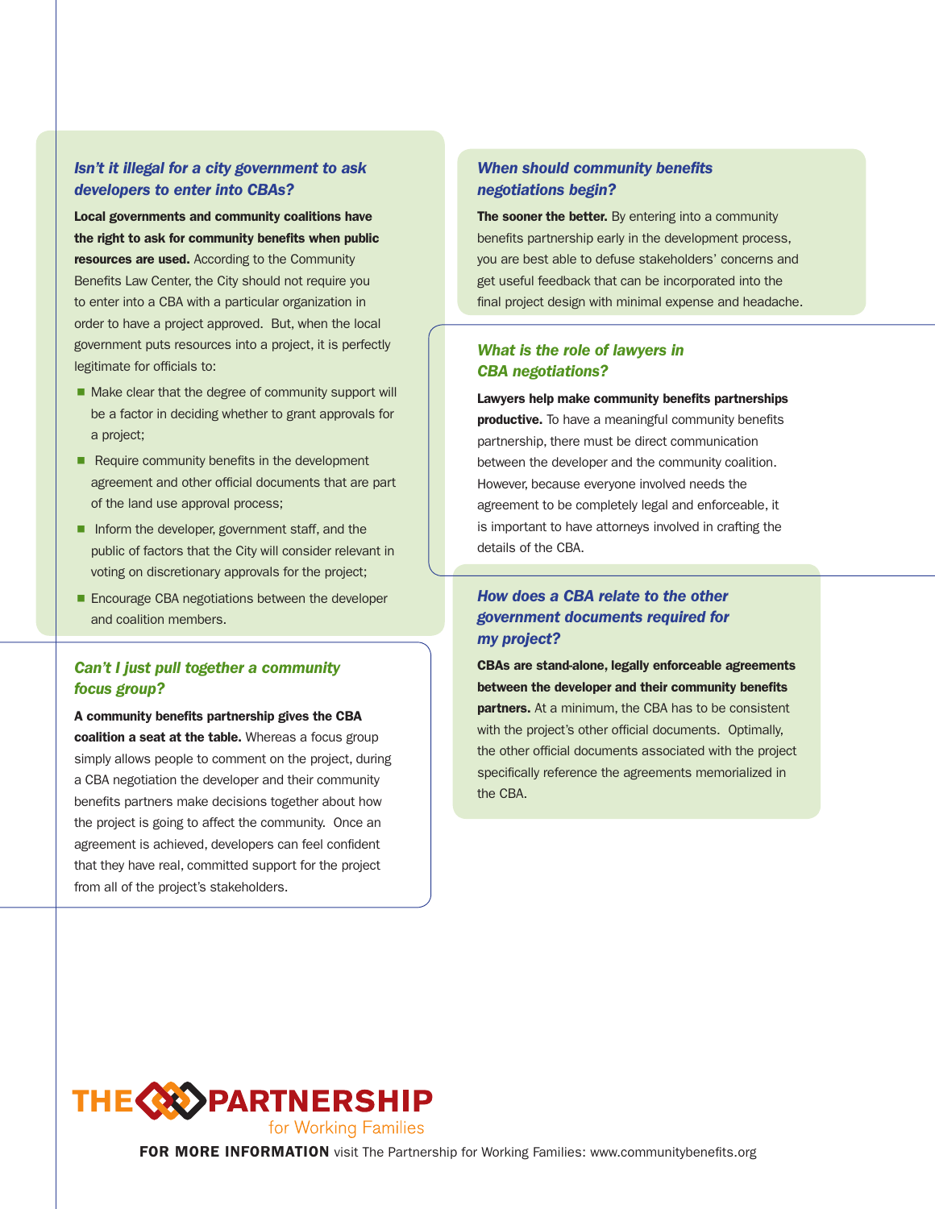### *Isn't it illegal for a city government to ask developers to enter into CBAs?*

**Local governments and community coalitions have the right to ask for community benefits when public resources are used.** According to the Community Benefits Law Center, the City should not require you to enter into a CBA with a particular organization in order to have a project approved. But, when the local government puts resources into a project, it is perfectly legitimate for officials to:

- Make clear that the degree of community support will be a factor in deciding whether to grant approvals for a project;
- Require community benefits in the development agreement and other official documents that are part of the land use approval process;
- Inform the developer, government staff, and the public of factors that the City will consider relevant in voting on discretionary approvals for the project;
- Encourage CBA negotiations between the developer and coalition members.

### *Can't I just pull together a community focus group?*

**A community benefits partnership gives the CBA coalition a seat at the table.** Whereas a focus group simply allows people to comment on the project, during a CBA negotiation the developer and their community benefits partners make decisions together about how the project is going to affect the community. Once an agreement is achieved, developers can feel confident that they have real, committed support for the project from all of the project's stakeholders.

### *When should community benefits negotiations begin?*

**The sooner the better.** By entering into a community benefits partnership early in the development process, you are best able to defuse stakeholders' concerns and get useful feedback that can be incorporated into the final project design with minimal expense and headache.

### *What is the role of lawyers in CBA negotiations?*

**Lawyers help make community benefits partnerships productive.** To have a meaningful community benefits partnership, there must be direct communication between the developer and the community coalition. However, because everyone involved needs the agreement to be completely legal and enforceable, it is important to have attorneys involved in crafting the details of the CBA.

### *How does a CBA relate to the other government documents required for my project?*

**CBAs are stand-alone, legally enforceable agreements between the developer and their community benefits partners.** At a minimum, the CBA has to be consistent with the project's other official documents. Optimally, the other official documents associated with the project specifically reference the agreements memorialized in the CBA.

THE PARTNERSHIP for Working Families

**FOR MORE INFORMATION** visit The Partnership for Working Families: www.communitybenefits.org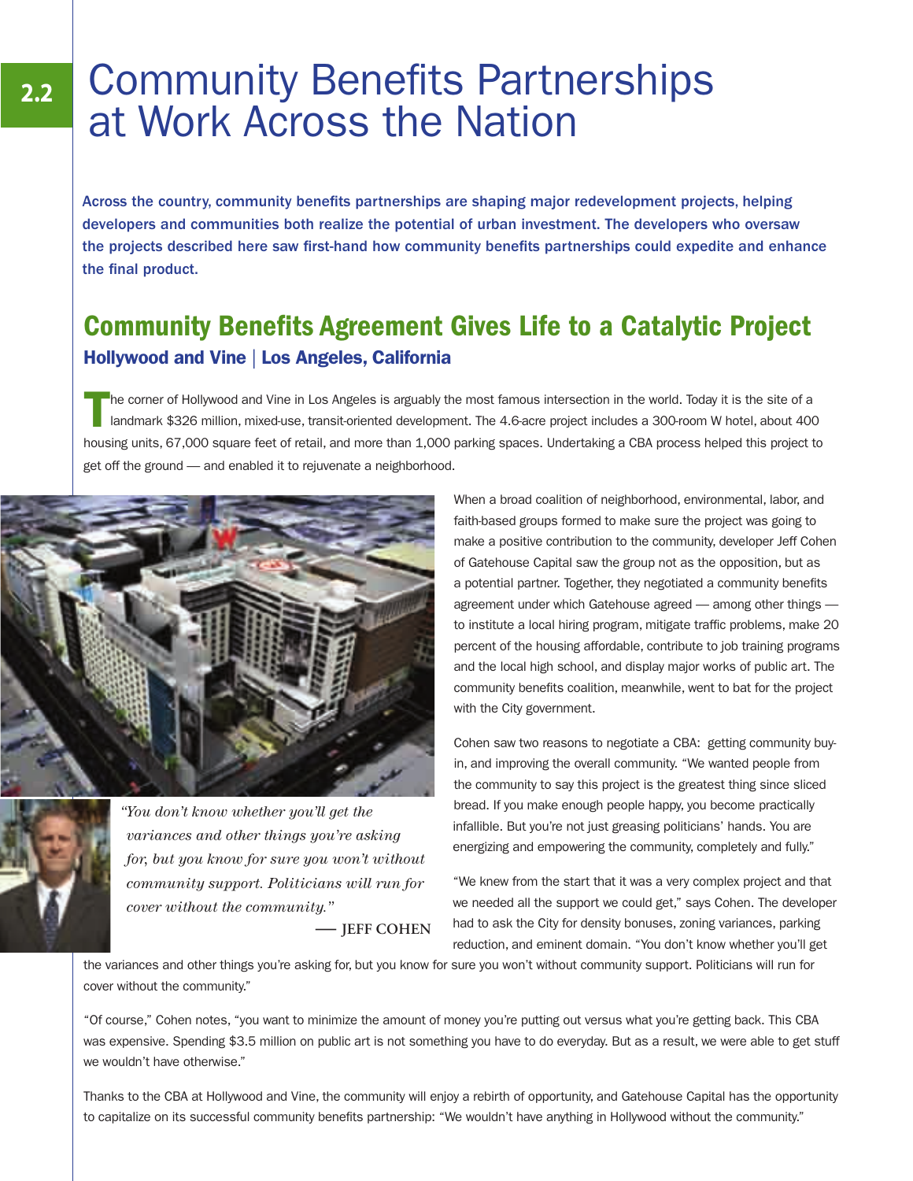# Community Benefits Partnerships at Work Across the Nation

**Across the country, community benefits partnerships are shaping major redevelopment projects, helping developers and communities both realize the potential of urban investment. The developers who oversaw the projects described here saw first-hand how community benefits partnerships could expedite and enhance the final product.**

## Community Benefits Agreement Gives Life to a Catalytic Project

### Hollywood and Vine | Los Angeles, California

The corner of Hollywood and Vine in Los Angeles is arguably the most famous intersection in the world. Today it is the site of a landmark $326 million, mixed-use, transit-oriented development. The 4.6-acre project includes a 300-room W hotel, about 400 housing units, 67,000 square feet of retail, and more than 1,000 parking spaces. Undertaking a CBA process helped this project to get off the ground — and enabled it to rejuvenate a neighborhood.

*"You don't know whether you'll get the variances and other things you're asking for, but you know for sure you won't without community support. Politicians will run for cover without the community."*

— JEFF COHEN

When a broad coalition of neighborhood, environmental, labor, and faith-based groups formed to make sure the project was going to make a positive contribution to the community, developer Jeff Cohen of Gatehouse Capital saw the group not as the opposition, but as a potential partner. Together, they negotiated a community benefits agreement under which Gatehouse agreed — among other things — to institute a local hiring program, mitigate traffic problems, make 20 percent of the housing affordable, contribute to job training programs and the local high school, and display major works of public art. The community benefits coalition, meanwhile, went to bat for the project with the City government.

Cohen saw two reasons to negotiate a CBA: getting community buy-in, and improving the overall community. "We wanted people from the community to say this project is the greatest thing since sliced bread. If you make enough people happy, you become practically infallible. But you're not just greasing politicians' hands. You are energizing and empowering the community, completely and fully."

"We knew from the start that it was a very complex project and that we needed all the support we could get," says Cohen. The developer had to ask the City for density bonuses, zoning variances, parking reduction, and eminent domain. "You don't know whether you'll get the variances and other things you're asking for, but you know for sure you won't without community support. Politicians will run for cover without the community."

"Of course," Cohen notes, "you want to minimize the amount of money you're putting out versus what you're getting back. This CBA was expensive. Spending $3.5 million on public art is not something you have to do everyday. But as a result, we were able to get stuff we wouldn't have otherwise."

Thanks to the CBA at Hollywood and Vine, the community will enjoy a rebirth of opportunity, and Gatehouse Capital has the opportunity to capitalize on its successful community benefits partnership: "We wouldn't have anything in Hollywood without the community."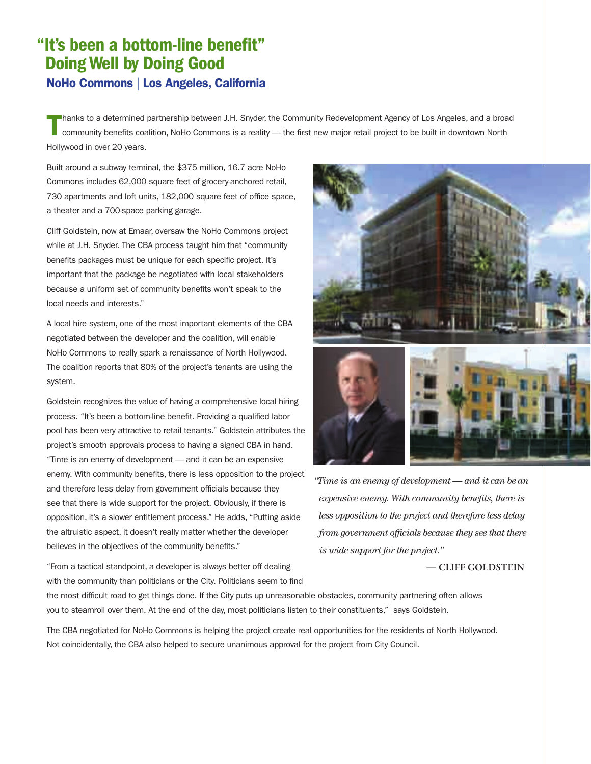# "It's been a bottom-line benefit"
## Doing Well by Doing Good
### NoHo Commons | Los Angeles, California

Thanks to a determined partnership between J.H. Snyder, the Community Redevelopment Agency of Los Angeles, and a broad community benefits coalition, NoHo Commons is a reality — the first new major retail project to be built in downtown North Hollywood in over 20 years.

Built around a subway terminal, the $375 million, 16.7 acre NoHo Commons includes 62,000 square feet of grocery-anchored retail, 730 apartments and loft units, 182,000 square feet of office space, a theater and a 700-space parking garage.

Cliff Goldstein, now at Emaar, oversaw the NoHo Commons project while at J.H. Snyder. The CBA process taught him that "community benefits packages must be unique for each specific project. It's important that the package be negotiated with local stakeholders because a uniform set of community benefits won't speak to the local needs and interests."

A local hire system, one of the most important elements of the CBA negotiated between the developer and the coalition, will enable NoHo Commons to really spark a renaissance of North Hollywood. The coalition reports that 80% of the project's tenants are using the system.

Goldstein recognizes the value of having a comprehensive local hiring process. "It's been a bottom-line benefit. Providing a qualified labor pool has been very attractive to retail tenants." Goldstein attributes the project's smooth approvals process to having a signed CBA in hand. "Time is an enemy of development — and it can be an expensive enemy. With community benefits, there is less opposition to the project and therefore less delay from government officials because they see that there is wide support for the project. Obviously, if there is opposition, it's a slower entitlement process." He adds, "Putting aside the altruistic aspect, it doesn't really matter whether the developer believes in the objectives of the community benefits."

"From a tactical standpoint, a developer is always better off dealing with the community than politicians or the City. Politicians seem to find the most difficult road to get things done. If the City puts up unreasonable obstacles, community partnering often allows you to steamroll over them. At the end of the day, most politicians listen to their constituents," says Goldstein.

The CBA negotiated for NoHo Commons is helping the project create real opportunities for the residents of North Hollywood. Not coincidentally, the CBA also helped to secure unanimous approval for the project from City Council.

*"Time is an enemy of development — and it can be an expensive enemy. With community benefits, there is less opposition to the project and therefore less delay from government officials because they see that there is wide support for the project."*

— CLIFF GOLDSTEIN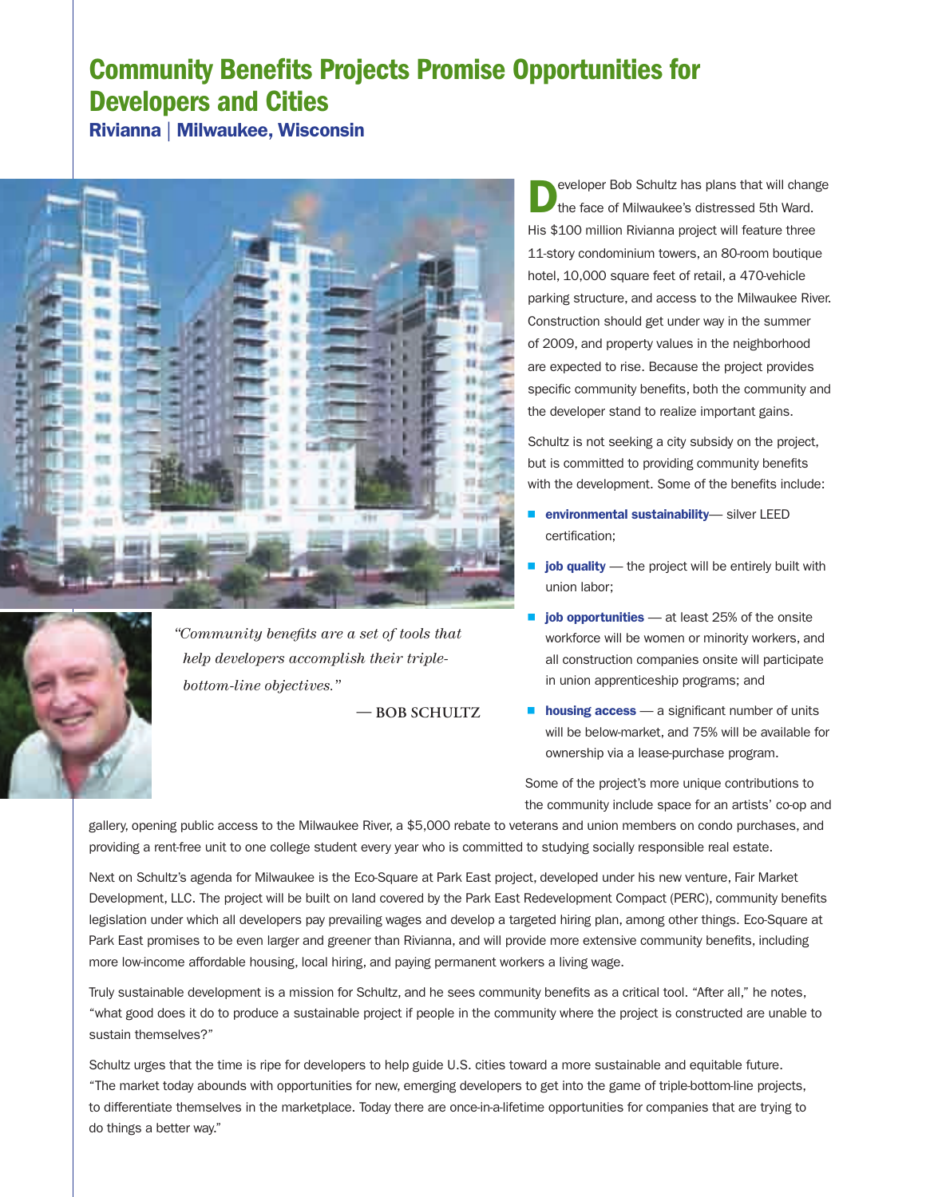# Community Benefits Projects Promise Opportunities for Developers and Cities

## Rivianna | Milwaukee, Wisconsin

*"Community benefits are a set of tools that help developers accomplish their triple-bottom-line objectives."*

— BOB SCHULTZ

Developer Bob Schultz has plans that will change the face of Milwaukee's distressed 5th Ward. His $100 million Rivianna project will feature three 11-story condominium towers, an 80-room boutique hotel, 10,000 square feet of retail, a 470-vehicle parking structure, and access to the Milwaukee River. Construction should get under way in the summer of 2009, and property values in the neighborhood are expected to rise. Because the project provides specific community benefits, both the community and the developer stand to realize important gains.

Schultz is not seeking a city subsidy on the project, but is committed to providing community benefits with the development. Some of the benefits include:

- **environmental sustainability**— silver LEED certification;
- **job quality** — the project will be entirely built with union labor;
- **job opportunities** — at least 25% of the onsite workforce will be women or minority workers, and all construction companies onsite will participate in union apprenticeship programs; and
- **housing access** — a significant number of units will be below-market, and 75% will be available for ownership via a lease-purchase program.

Some of the project's more unique contributions to the community include space for an artists' co-op and gallery, opening public access to the Milwaukee River, a $5,000 rebate to veterans and union members on condo purchases, and providing a rent-free unit to one college student every year who is committed to studying socially responsible real estate.

Next on Schultz's agenda for Milwaukee is the Eco-Square at Park East project, developed under his new venture, Fair Market Development, LLC. The project will be built on land covered by the Park East Redevelopment Compact (PERC), community benefits legislation under which all developers pay prevailing wages and develop a targeted hiring plan, among other things. Eco-Square at Park East promises to be even larger and greener than Rivianna, and will provide more extensive community benefits, including more low-income affordable housing, local hiring, and paying permanent workers a living wage.

Truly sustainable development is a mission for Schultz, and he sees community benefits as a critical tool. "After all," he notes, "what good does it do to produce a sustainable project if people in the community where the project is constructed are unable to sustain themselves?"

Schultz urges that the time is ripe for developers to help guide U.S. cities toward a more sustainable and equitable future. "The market today abounds with opportunities for new, emerging developers to get into the game of triple-bottom-line projects, to differentiate themselves in the marketplace. Today there are once-in-a-lifetime opportunities for companies that are trying to do things a better way."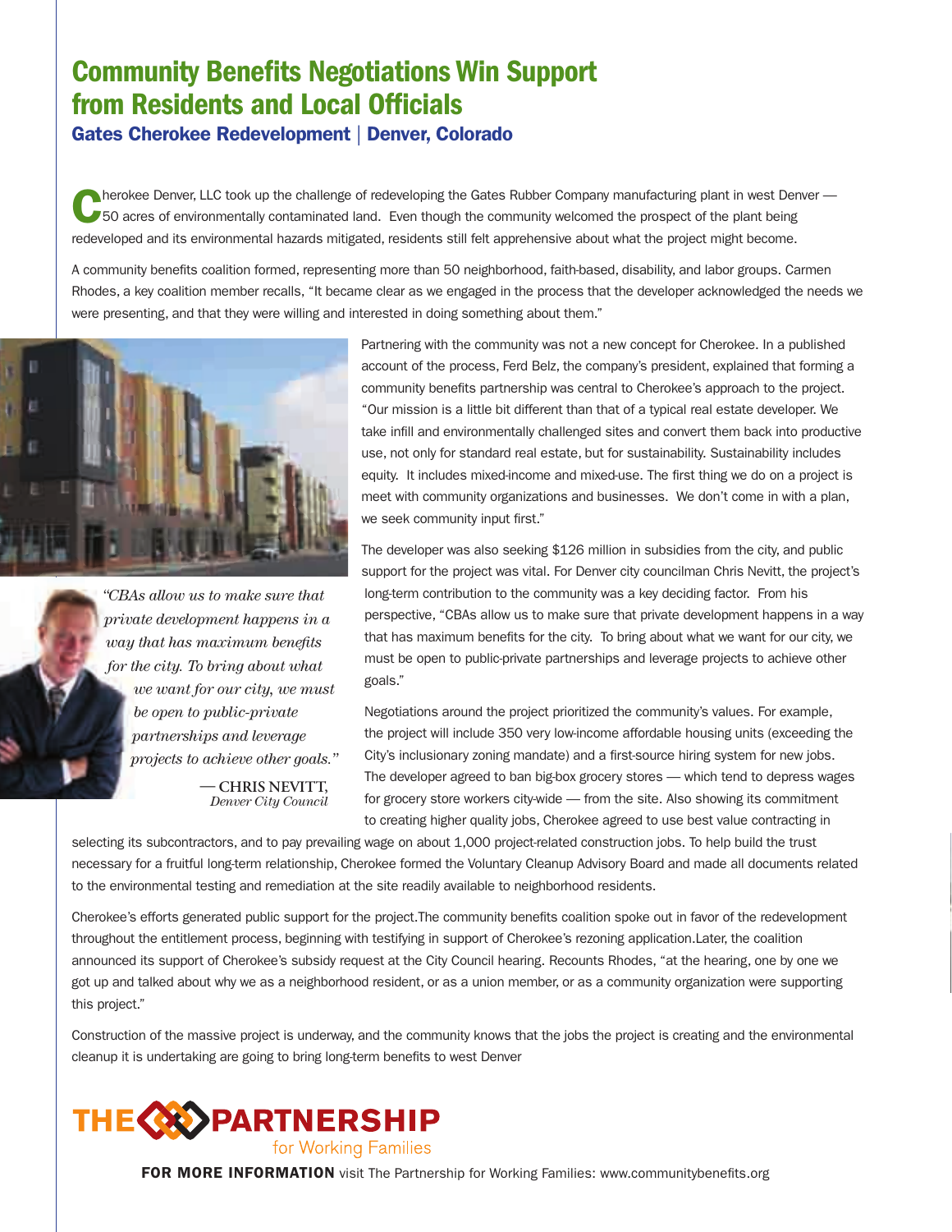# Community Benefits Negotiations Win Support from Residents and Local Officials

### Gates Cherokee Redevelopment | Denver, Colorado

Cherokee Denver, LLC took up the challenge of redeveloping the Gates Rubber Company manufacturing plant in west Denver — 50 acres of environmentally contaminated land. Even though the community welcomed the prospect of the plant being redeveloped and its environmental hazards mitigated, residents still felt apprehensive about what the project might become.

A community benefits coalition formed, representing more than 50 neighborhood, faith-based, disability, and labor groups. Carmen Rhodes, a key coalition member recalls, "It became clear as we engaged in the process that the developer acknowledged the needs we were presenting, and that they were willing and interested in doing something about them."

*"CBAs allow us to make sure that private development happens in a way that has maximum benefits for the city. To bring about what we want for our city, we must be open to public-private partnerships and leverage projects to achieve other goals."*

— CHRIS NEVITT, *Denver City Council*

Partnering with the community was not a new concept for Cherokee. In a published account of the process, Ferd Belz, the company's president, explained that forming a community benefits partnership was central to Cherokee's approach to the project. "Our mission is a little bit different than that of a typical real estate developer. We take infill and environmentally challenged sites and convert them back into productive use, not only for standard real estate, but for sustainability. Sustainability includes equity. It includes mixed-income and mixed-use. The first thing we do on a project is meet with community organizations and businesses. We don't come in with a plan, we seek community input first."

The developer was also seeking $126 million in subsidies from the city, and public support for the project was vital. For Denver city councilman Chris Nevitt, the project's long-term contribution to the community was a key deciding factor. From his perspective, "CBAs allow us to make sure that private development happens in a way that has maximum benefits for the city. To bring about what we want for our city, we must be open to public-private partnerships and leverage projects to achieve other goals."

Negotiations around the project prioritized the community's values. For example, the project will include 350 very low-income affordable housing units (exceeding the City's inclusionary zoning mandate) and a first-source hiring system for new jobs. The developer agreed to ban big-box grocery stores — which tend to depress wages for grocery store workers city-wide — from the site. Also showing its commitment to creating higher quality jobs, Cherokee agreed to use best value contracting in selecting its subcontractors, and to pay prevailing wage on about 1,000 project-related construction jobs. To help build the trust necessary for a fruitful long-term relationship, Cherokee formed the Voluntary Cleanup Advisory Board and made all documents related to the environmental testing and remediation at the site readily available to neighborhood residents.

Cherokee's efforts generated public support for the project.The community benefits coalition spoke out in favor of the redevelopment throughout the entitlement process, beginning with testifying in support of Cherokee's rezoning application.Later, the coalition announced its support of Cherokee's subsidy request at the City Council hearing. Recounts Rhodes, "at the hearing, one by one we got up and talked about why we as a neighborhood resident, or as a union member, or as a community organization were supporting this project."

Construction of the massive project is underway, and the community knows that the jobs the project is creating and the environmental cleanup it is undertaking are going to bring long-term benefits to west Denver

THE PARTNERSHIP for Working Families

**FOR MORE INFORMATION** visit The Partnership for Working Families: www.communitybenefits.org